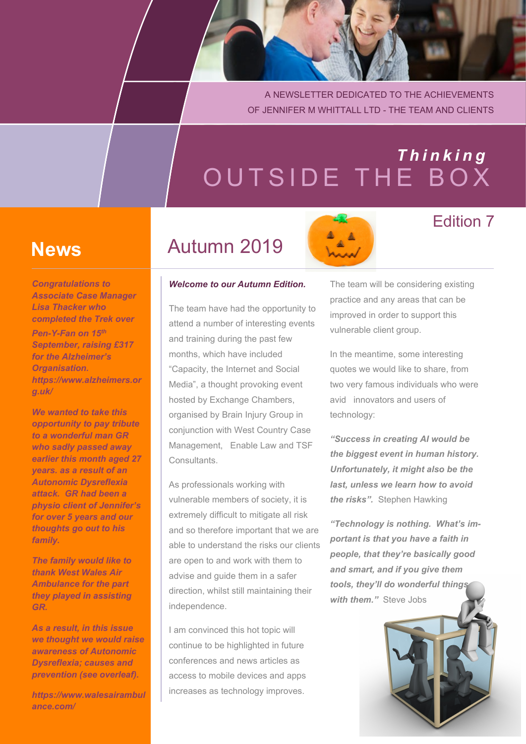A NEWSLETTER DEDICATED TO THE ACHIEVEMENTS OF JENNIFER M WHITTALL LTD - THE TEAM AND CLIENTS

# *Thinking* OUTSIDE THE BOX

Edition 7

## News

***Congratulations to Associate Case Manager Lisa Thacker who completed the Trek over Pen-Y-Fan on 15th September, raising £317 for the Alzheimer's Organisation. https://www.alzheimers.org.uk/***

***We wanted to take this opportunity to pay tribute to a wonderful man GR who sadly passed away earlier this month aged 27 years. as a result of an Autonomic Dysreflexia attack. GR had been a physio client of Jennifer's for over 5 years and our thoughts go out to his family.***

***The family would like to thank West Wales Air Ambulance for the part they played in assisting GR.***

***As a result, in this issue we thought we would raise awareness of Autonomic Dysreflexia; causes and prevention (see overleaf).***

***https://www.walesairambulance.com/***

## Autumn 2019

***Welcome to our Autumn Edition.***

The team have had the opportunity to attend a number of interesting events and training during the past few months, which have included "Capacity, the Internet and Social Media", a thought provoking event hosted by Exchange Chambers, organised by Brain Injury Group in conjunction with West Country Case Management, Enable Law and TSF Consultants.

As professionals working with vulnerable members of society, it is extremely difficult to mitigate all risk and so therefore important that we are able to understand the risks our clients are open to and work with them to advise and guide them in a safer direction, whilst still maintaining their independence.

I am convinced this hot topic will continue to be highlighted in future conferences and news articles as access to mobile devices and apps increases as technology improves.

The team will be considering existing practice and any areas that can be improved in order to support this vulnerable client group.

In the meantime, some interesting quotes we would like to share, from two very famous individuals who were avid innovators and users of technology:

***"Success in creating AI would be the biggest event in human history. Unfortunately, it might also be the last, unless we learn how to avoid the risks".*** Stephen Hawking

***"Technology is nothing. What's important is that you have a faith in people, that they're basically good and smart, and if you give them tools, they'll do wonderful things with them."*** Steve Jobs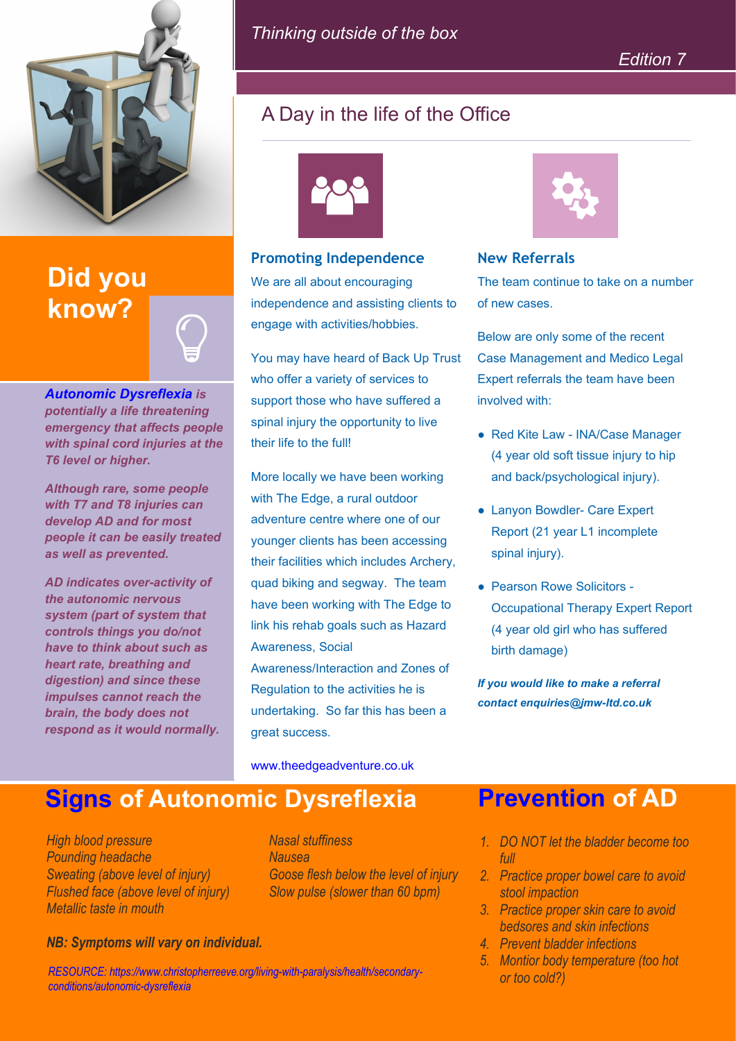*Thinking outside of the box*

*Edition 7*

## A Day in the life of the Office

### Promoting Independence

We are all about encouraging independence and assisting clients to engage with activities/hobbies.

You may have heard of Back Up Trust who offer a variety of services to support those who have suffered a spinal injury the opportunity to live their life to the full!

More locally we have been working with The Edge, a rural outdoor adventure centre where one of our younger clients has been accessing their facilities which includes Archery, quad biking and segway. The team have been working with The Edge to link his rehab goals such as Hazard Awareness, Social Awareness/Interaction and Zones of Regulation to the activities he is undertaking. So far this has been a great success.

www.theedgeadventure.co.uk

### New Referrals

The team continue to take on a number of new cases.

Below are only some of the recent Case Management and Medico Legal Expert referrals the team have been involved with:

- Red Kite Law - INA/Case Manager (4 year old soft tissue injury to hip and back/psychological injury).
- Lanyon Bowdler- Care Expert Report (21 year L1 incomplete spinal injury).
- Pearson Rowe Solicitors - Occupational Therapy Expert Report (4 year old girl who has suffered birth damage)

***If you would like to make a referral contact enquiries@jmw-ltd.co.uk***

## Did you know?

***Autonomic Dysreflexia is potentially a life threatening emergency that affects people with spinal cord injuries at the T6 level or higher.***

***Although rare, some people with T7 and T8 injuries can develop AD and for most people it can be easily treated as well as prevented.***

***AD indicates over-activity of the autonomic nervous system (part of system that controls things you do/not have to think about such as heart rate, breathing and digestion) and since these impulses cannot reach the brain, the body does not respond as it would normally.***

## Signs of Autonomic Dysreflexia

*High blood pressure*
*Pounding headache*
*Sweating (above level of injury)*
*Flushed face (above level of injury)*
*Metallic taste in mouth*
*Nasal stuffiness*
*Nausea*
*Goose flesh below the level of injury*
*Slow pulse (slower than 60 bpm)*

***NB: Symptoms will vary on individual.***

*RESOURCE: https://www.christopherreeve.org/living-with-paralysis/health/secondary-conditions/autonomic-dysreflexia*

## Prevention of AD

1. *DO NOT let the bladder become too full*
2. *Practice proper bowel care to avoid stool impaction*
3. *Practice proper skin care to avoid bedsores and skin infections*
4. *Prevent bladder infections*
5. *Montior body temperature (too hot or too cold?)*